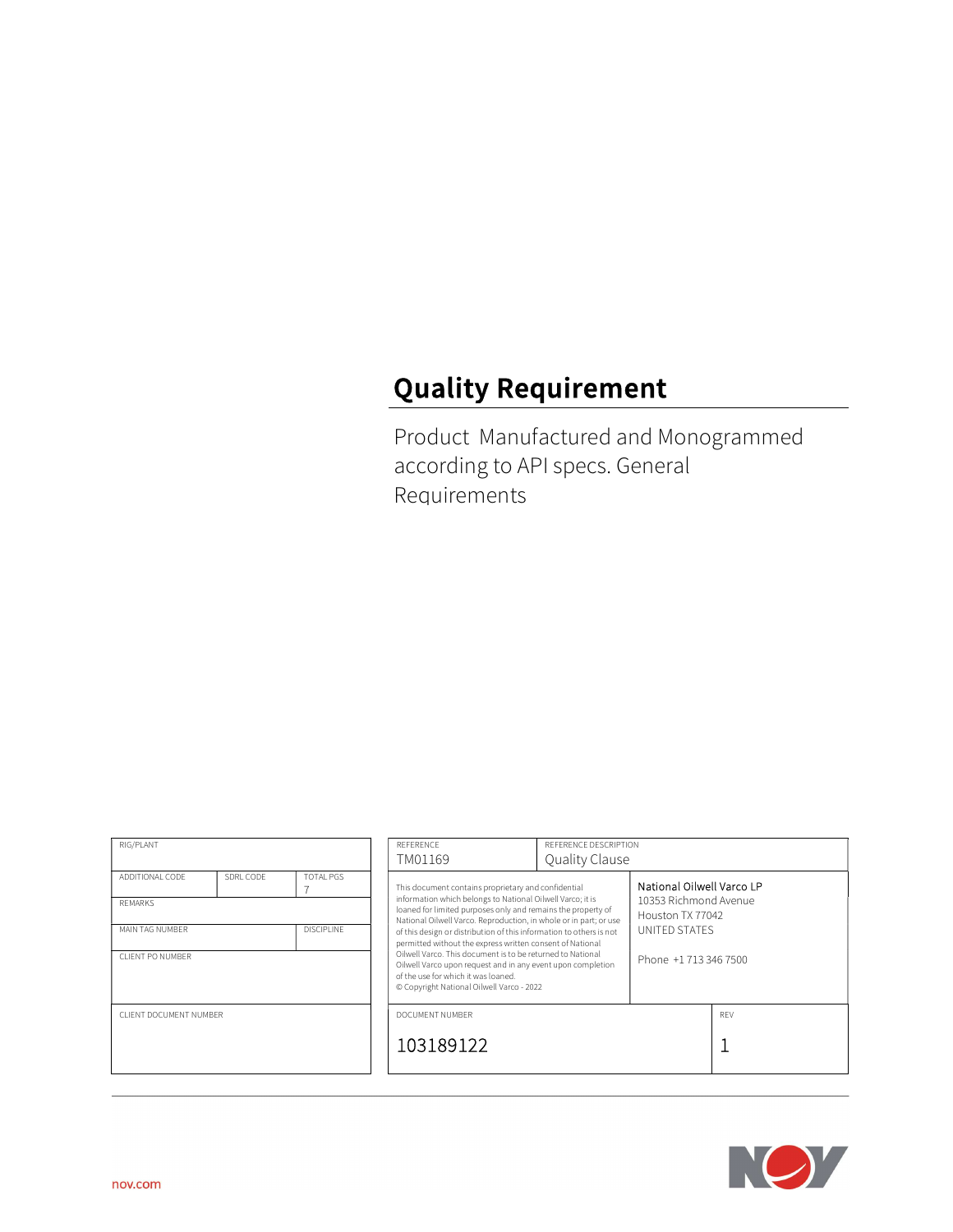# Quality Requirement

Product Manufactured and Monogrammed according to API specs. General Requirements

| RIG/PLANT | | |
|---|---|---|
| ADDITIONAL CODE | SDRL CODE | TOTAL PGS 7 |
| REMARKS | | |
| MAIN TAG NUMBER | | DISCIPLINE |
| CLIENT PO NUMBER | | |
| CLIENT DOCUMENT NUMBER | | |

| REFERENCE | REFERENCE DESCRIPTION | |
|---|---|---|
| TM01169 | Quality Clause | |
| This document contains proprietary and confidential information which belongs to National Oilwell Varco; it is loaned for limited purposes only and remains the property of National Oilwell Varco. Reproduction, in whole or in part; or use of this design or distribution of this information to others is not permitted without the express written consent of National Oilwell Varco. This document is to be returned to National Oilwell Varco upon request and in any event upon completion of the use for which it was loaned. © Copyright National Oilwell Varco - 2022 | National Oilwell Varco LP<br>10353 Richmond Avenue<br>Houston TX 77042<br>UNITED STATES<br><br>Phone +1 713 346 7500 | |
| DOCUMENT NUMBER | | REV |
| 103189122 | | 1 |

nov.com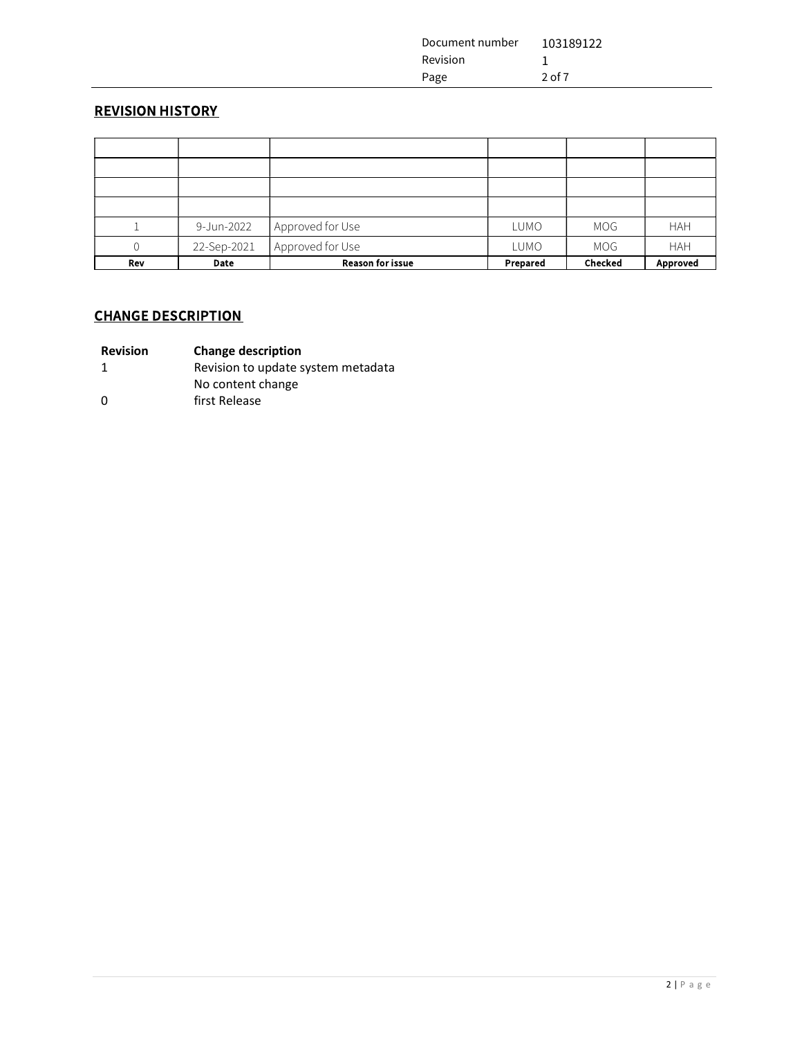## REVISION HISTORY

| Rev | Date | Reason for issue | Prepared | Checked | Approved |
|---|---|---|---|---|---|
| | | | | | |
| | | | | | |
| | | | | | |
| | | | | | |
| 1 | 9-Jun-2022 | Approved for Use | LUMO | MOG | HAH |
| 0 | 22-Sep-2021 | Approved for Use | LUMO | MOG | HAH |

## CHANGE DESCRIPTION

| Revision | Change description |
|---|---|
| 1 | Revision to update system metadata<br>No content change |
| 0 | first Release |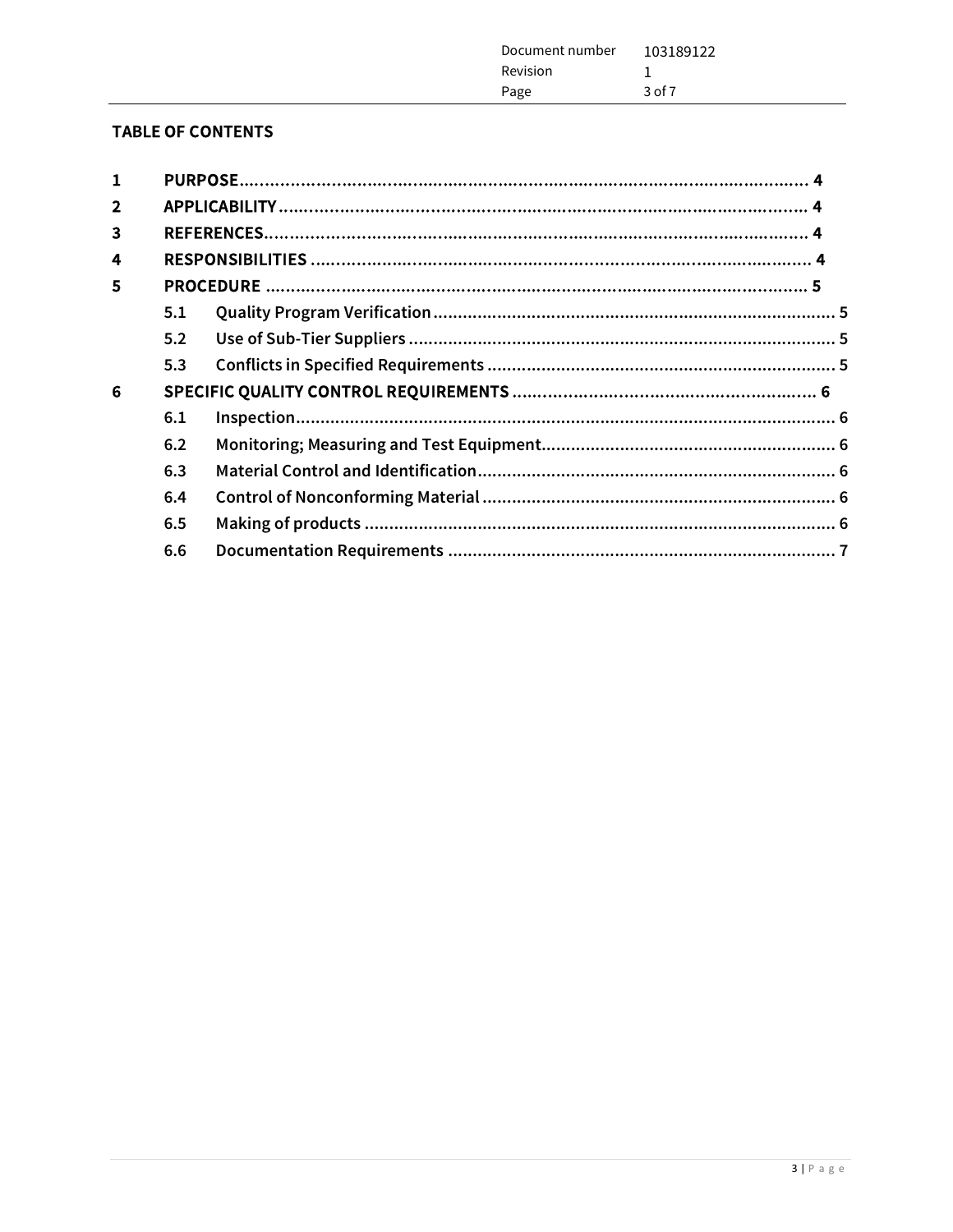**TABLE OF CONTENTS**

1 PURPOSE.................................................................................................................... 4
2 APPLICABILITY.......................................................................................................... 4
3 REFERENCES.............................................................................................................. 4
4 RESPONSIBILITIES ..................................................................................................... 4
5 PROCEDURE ............................................................................................................. 5
  5.1 Quality Program Verification .................................................................................. 5
  5.2 Use of Sub-Tier Suppliers ....................................................................................... 5
  5.3 Conflicts in Specified Requirements ....................................................................... 5
6 SPECIFIC QUALITY CONTROL REQUIREMENTS ............................................................ 6
  6.1 Inspection.............................................................................................................. 6
  6.2 Monitoring; Measuring and Test Equipment............................................................ 6
  6.3 Material Control and Identification......................................................................... 6
  6.4 Control of Nonconforming Material ........................................................................ 6
  6.5 Making of products ................................................................................................ 6
  6.6 Documentation Requirements ............................................................................... 7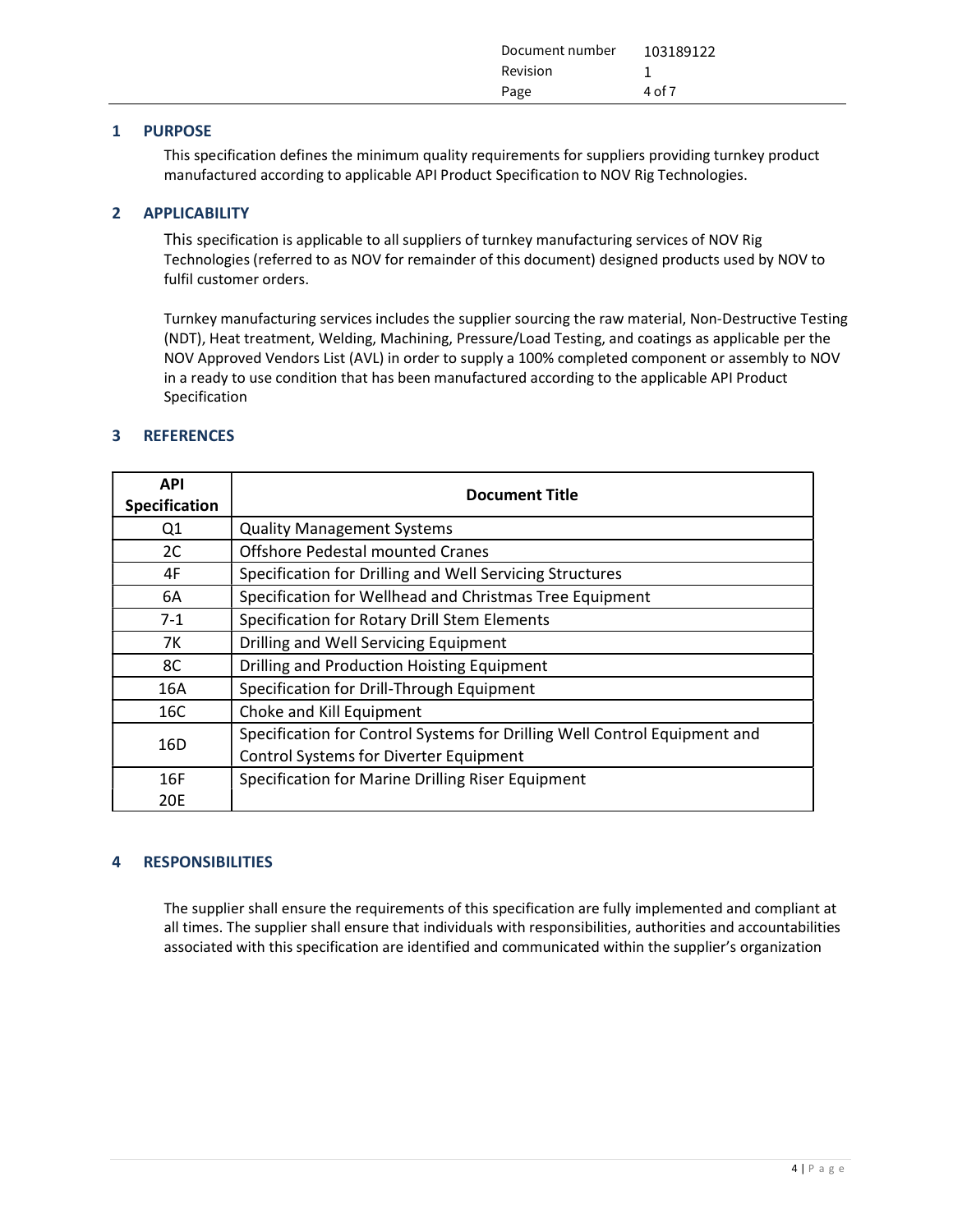## 1 PURPOSE

This specification defines the minimum quality requirements for suppliers providing turnkey product manufactured according to applicable API Product Specification to NOV Rig Technologies.

## 2 APPLICABILITY

This specification is applicable to all suppliers of turnkey manufacturing services of NOV Rig Technologies (referred to as NOV for remainder of this document) designed products used by NOV to fulfil customer orders.

Turnkey manufacturing services includes the supplier sourcing the raw material, Non-Destructive Testing (NDT), Heat treatment, Welding, Machining, Pressure/Load Testing, and coatings as applicable per the NOV Approved Vendors List (AVL) in order to supply a 100% completed component or assembly to NOV in a ready to use condition that has been manufactured according to the applicable API Product Specification

## 3 REFERENCES

| API Specification | Document Title |
|---|---|
| Q1 | Quality Management Systems |
| 2C | Offshore Pedestal mounted Cranes |
| 4F | Specification for Drilling and Well Servicing Structures |
| 6A | Specification for Wellhead and Christmas Tree Equipment |
| 7-1 | Specification for Rotary Drill Stem Elements |
| 7K | Drilling and Well Servicing Equipment |
| 8C | Drilling and Production Hoisting Equipment |
| 16A | Specification for Drill-Through Equipment |
| 16C | Choke and Kill Equipment |
| 16D | Specification for Control Systems for Drilling Well Control Equipment and Control Systems for Diverter Equipment |
| 16F<br>20E | Specification for Marine Drilling Riser Equipment |

## 4 RESPONSIBILITIES

The supplier shall ensure the requirements of this specification are fully implemented and compliant at all times. The supplier shall ensure that individuals with responsibilities, authorities and accountabilities associated with this specification are identified and communicated within the supplier's organization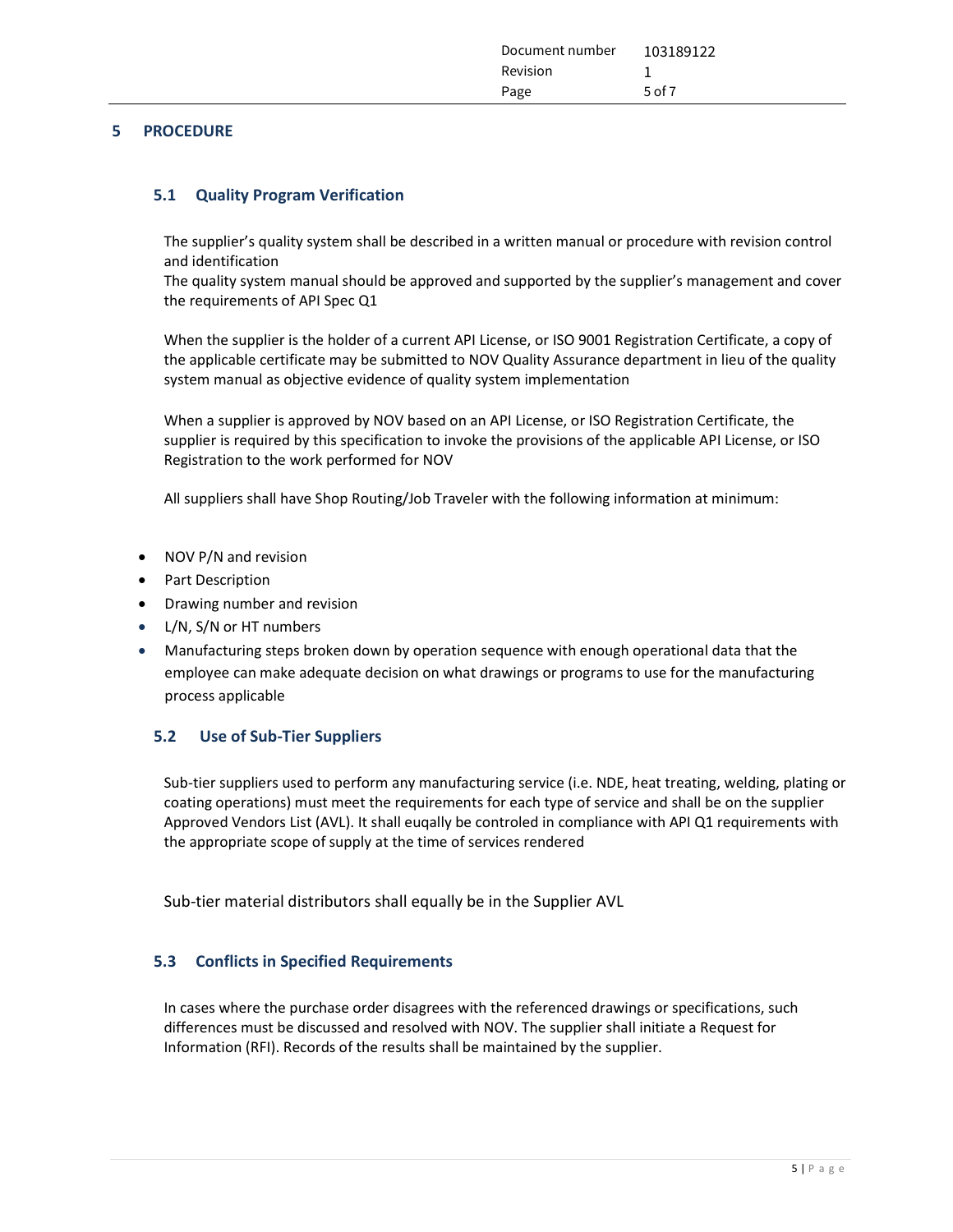# 5 PROCEDURE

## 5.1 Quality Program Verification

The supplier's quality system shall be described in a written manual or procedure with revision control and identification
The quality system manual should be approved and supported by the supplier's management and cover the requirements of API Spec Q1

When the supplier is the holder of a current API License, or ISO 9001 Registration Certificate, a copy of the applicable certificate may be submitted to NOV Quality Assurance department in lieu of the quality system manual as objective evidence of quality system implementation

When a supplier is approved by NOV based on an API License, or ISO Registration Certificate, the supplier is required by this specification to invoke the provisions of the applicable API License, or ISO Registration to the work performed for NOV

All suppliers shall have Shop Routing/Job Traveler with the following information at minimum:

- NOV P/N and revision
- Part Description
- Drawing number and revision
- L/N, S/N or HT numbers
- Manufacturing steps broken down by operation sequence with enough operational data that the employee can make adequate decision on what drawings or programs to use for the manufacturing process applicable

## 5.2 Use of Sub-Tier Suppliers

Sub-tier suppliers used to perform any manufacturing service (i.e. NDE, heat treating, welding, plating or coating operations) must meet the requirements for each type of service and shall be on the supplier Approved Vendors List (AVL). It shall euqally be controled in compliance with API Q1 requirements with the appropriate scope of supply at the time of services rendered

Sub-tier material distributors shall equally be in the Supplier AVL

## 5.3 Conflicts in Specified Requirements

In cases where the purchase order disagrees with the referenced drawings or specifications, such differences must be discussed and resolved with NOV. The supplier shall initiate a Request for Information (RFI). Records of the results shall be maintained by the supplier.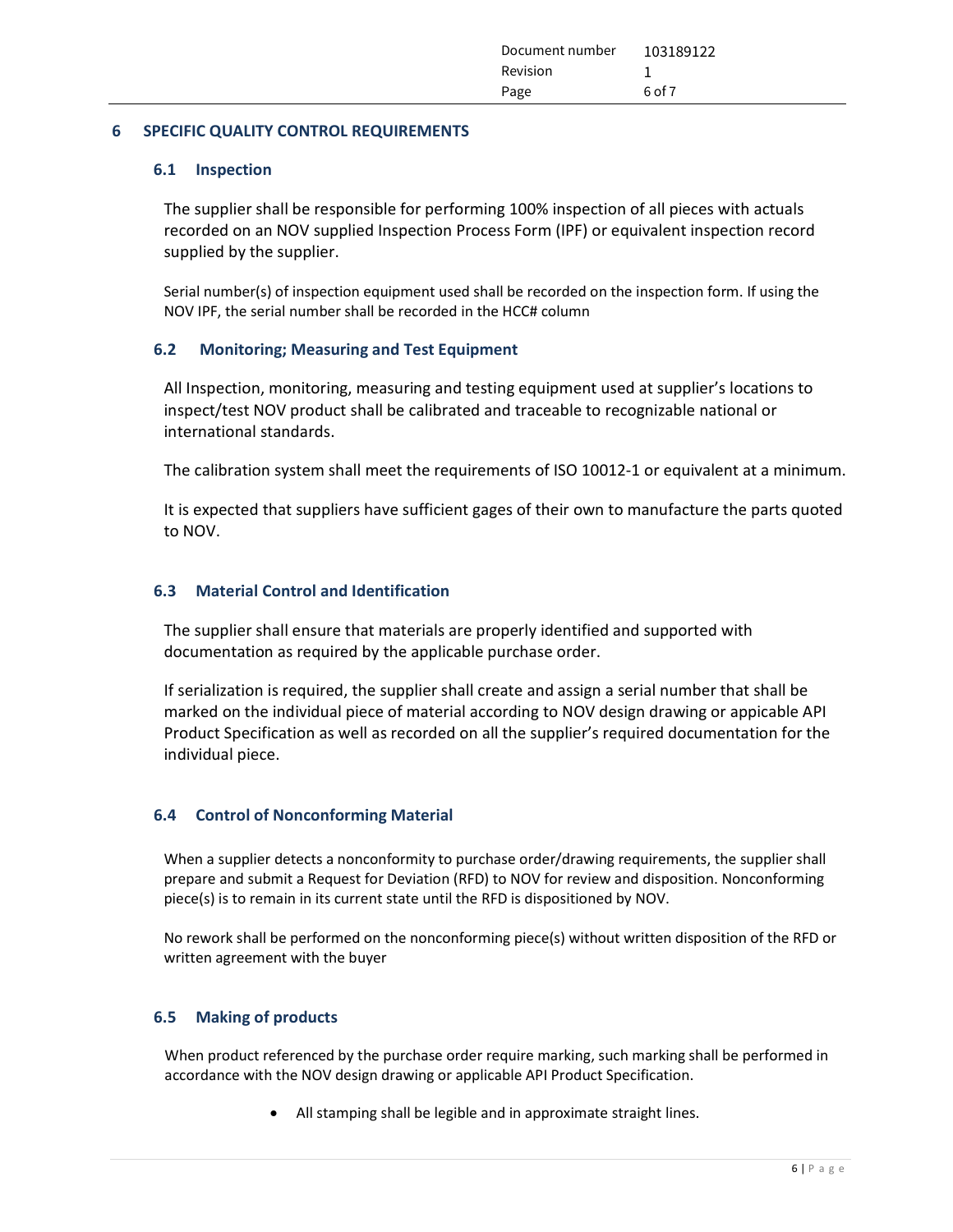## 6 SPECIFIC QUALITY CONTROL REQUIREMENTS

### 6.1 Inspection

The supplier shall be responsible for performing 100% inspection of all pieces with actuals recorded on an NOV supplied Inspection Process Form (IPF) or equivalent inspection record supplied by the supplier.

Serial number(s) of inspection equipment used shall be recorded on the inspection form. If using the NOV IPF, the serial number shall be recorded in the HCC# column

### 6.2 Monitoring; Measuring and Test Equipment

All Inspection, monitoring, measuring and testing equipment used at supplier's locations to inspect/test NOV product shall be calibrated and traceable to recognizable national or international standards.

The calibration system shall meet the requirements of ISO 10012-1 or equivalent at a minimum.

It is expected that suppliers have sufficient gages of their own to manufacture the parts quoted to NOV.

### 6.3 Material Control and Identification

The supplier shall ensure that materials are properly identified and supported with documentation as required by the applicable purchase order.

If serialization is required, the supplier shall create and assign a serial number that shall be marked on the individual piece of material according to NOV design drawing or appicable API Product Specification as well as recorded on all the supplier's required documentation for the individual piece.

### 6.4 Control of Nonconforming Material

When a supplier detects a nonconformity to purchase order/drawing requirements, the supplier shall prepare and submit a Request for Deviation (RFD) to NOV for review and disposition. Nonconforming piece(s) is to remain in its current state until the RFD is dispositioned by NOV.

No rework shall be performed on the nonconforming piece(s) without written disposition of the RFD or written agreement with the buyer

### 6.5 Making of products

When product referenced by the purchase order require marking, such marking shall be performed in accordance with the NOV design drawing or applicable API Product Specification.

- All stamping shall be legible and in approximate straight lines.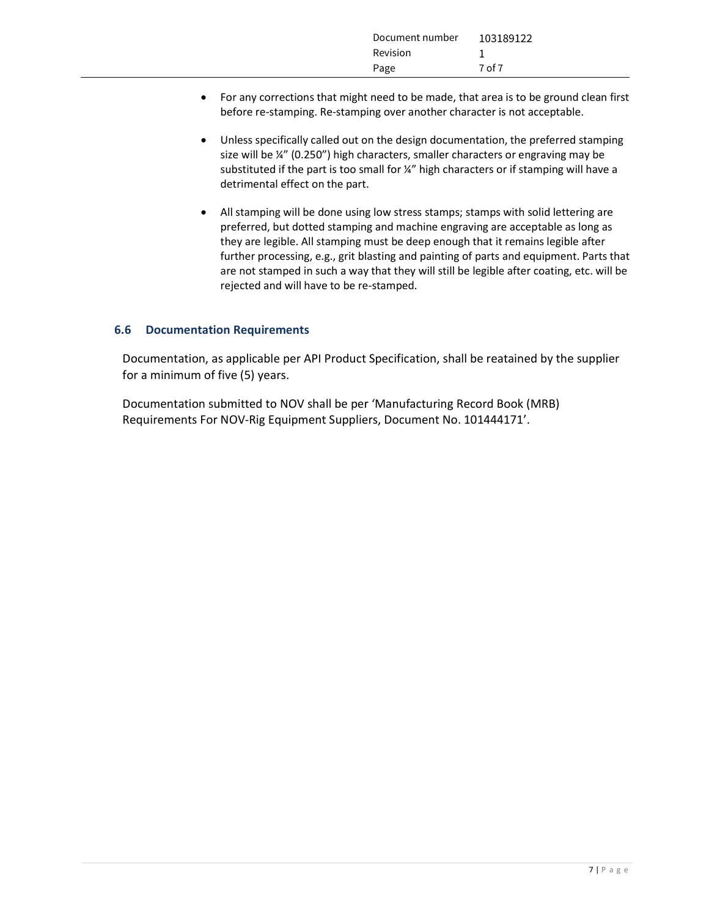- For any corrections that might need to be made, that area is to be ground clean first before re-stamping. Re-stamping over another character is not acceptable.

- Unless specifically called out on the design documentation, the preferred stamping size will be ¼" (0.250") high characters, smaller characters or engraving may be substituted if the part is too small for ¼" high characters or if stamping will have a detrimental effect on the part.

- All stamping will be done using low stress stamps; stamps with solid lettering are preferred, but dotted stamping and machine engraving are acceptable as long as they are legible. All stamping must be deep enough that it remains legible after further processing, e.g., grit blasting and painting of parts and equipment. Parts that are not stamped in such a way that they will still be legible after coating, etc. will be rejected and will have to be re-stamped.

### 6.6 Documentation Requirements

Documentation, as applicable per API Product Specification, shall be reatained by the supplier for a minimum of five (5) years.

Documentation submitted to NOV shall be per 'Manufacturing Record Book (MRB) Requirements For NOV-Rig Equipment Suppliers, Document No. 101444171'.